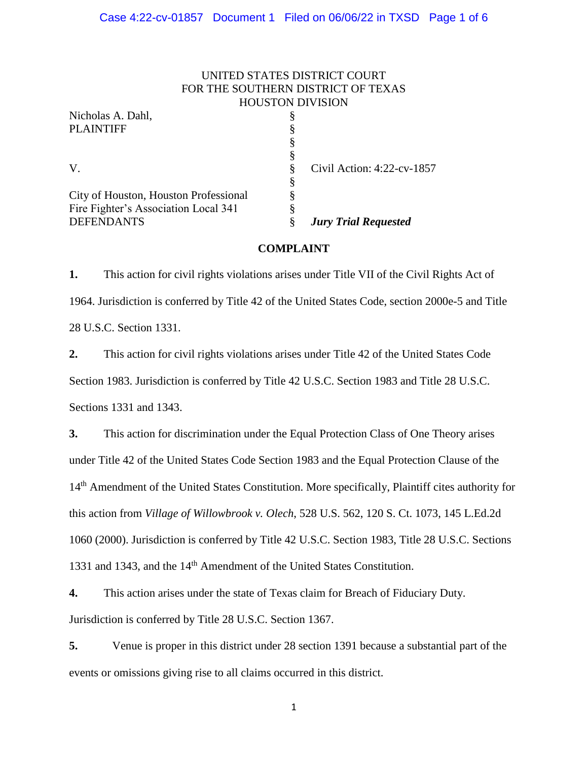UNITED STATES DISTRICT COURT
FOR THE SOUTHERN DISTRICT OF TEXAS
HOUSTON DIVISION

| | | |
|---|---|---|
| Nicholas A. Dahl, | § | |
| PLAINTIFF | § | |
| | § | |
| | § | |
| V. | § | Civil Action: 4:22-cv-1857 |
| | § | |
| City of Houston, Houston Professional | § | |
| Fire Fighter's Association Local 341 | § | |
| DEFENDANTS | § | ***Jury Trial Requested*** |

## COMPLAINT

**1.** This action for civil rights violations arises under Title VII of the Civil Rights Act of 1964. Jurisdiction is conferred by Title 42 of the United States Code, section 2000e-5 and Title 28 U.S.C. Section 1331.

**2.** This action for civil rights violations arises under Title 42 of the United States Code Section 1983. Jurisdiction is conferred by Title 42 U.S.C. Section 1983 and Title 28 U.S.C. Sections 1331 and 1343.

**3.** This action for discrimination under the Equal Protection Class of One Theory arises under Title 42 of the United States Code Section 1983 and the Equal Protection Clause of the 14th Amendment of the United States Constitution. More specifically, Plaintiff cites authority for this action from *Village of Willowbrook v. Olech*, 528 U.S. 562, 120 S. Ct. 1073, 145 L.Ed.2d 1060 (2000). Jurisdiction is conferred by Title 42 U.S.C. Section 1983, Title 28 U.S.C. Sections 1331 and 1343, and the 14th Amendment of the United States Constitution.

**4.** This action arises under the state of Texas claim for Breach of Fiduciary Duty. Jurisdiction is conferred by Title 28 U.S.C. Section 1367.

**5.** Venue is proper in this district under 28 section 1391 because a substantial part of the events or omissions giving rise to all claims occurred in this district.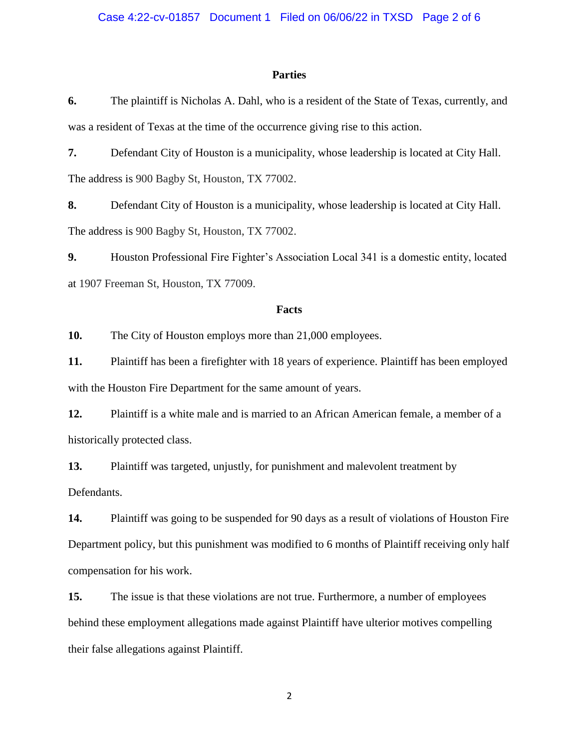## Parties

**6.** The plaintiff is Nicholas A. Dahl, who is a resident of the State of Texas, currently, and was a resident of Texas at the time of the occurrence giving rise to this action.

**7.** Defendant City of Houston is a municipality, whose leadership is located at City Hall. The address is 900 Bagby St, Houston, TX 77002.

**8.** Defendant City of Houston is a municipality, whose leadership is located at City Hall. The address is 900 Bagby St, Houston, TX 77002.

**9.** Houston Professional Fire Fighter's Association Local 341 is a domestic entity, located at 1907 Freeman St, Houston, TX 77009.

## Facts

**10.** The City of Houston employs more than 21,000 employees.

**11.** Plaintiff has been a firefighter with 18 years of experience. Plaintiff has been employed with the Houston Fire Department for the same amount of years.

**12.** Plaintiff is a white male and is married to an African American female, a member of a historically protected class.

**13.** Plaintiff was targeted, unjustly, for punishment and malevolent treatment by Defendants.

**14.** Plaintiff was going to be suspended for 90 days as a result of violations of Houston Fire Department policy, but this punishment was modified to 6 months of Plaintiff receiving only half compensation for his work.

**15.** The issue is that these violations are not true. Furthermore, a number of employees behind these employment allegations made against Plaintiff have ulterior motives compelling their false allegations against Plaintiff.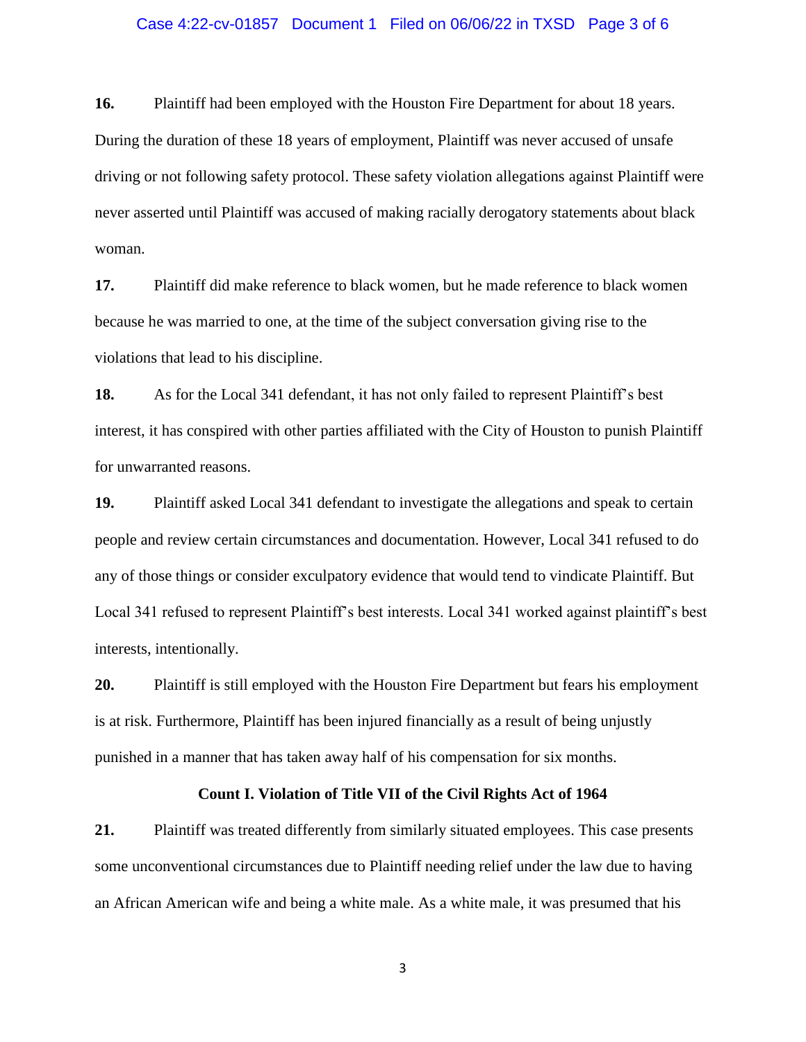**16.** Plaintiff had been employed with the Houston Fire Department for about 18 years. During the duration of these 18 years of employment, Plaintiff was never accused of unsafe driving or not following safety protocol. These safety violation allegations against Plaintiff were never asserted until Plaintiff was accused of making racially derogatory statements about black woman.

**17.** Plaintiff did make reference to black women, but he made reference to black women because he was married to one, at the time of the subject conversation giving rise to the violations that lead to his discipline.

**18.** As for the Local 341 defendant, it has not only failed to represent Plaintiff's best interest, it has conspired with other parties affiliated with the City of Houston to punish Plaintiff for unwarranted reasons.

**19.** Plaintiff asked Local 341 defendant to investigate the allegations and speak to certain people and review certain circumstances and documentation. However, Local 341 refused to do any of those things or consider exculpatory evidence that would tend to vindicate Plaintiff. But Local 341 refused to represent Plaintiff's best interests. Local 341 worked against plaintiff's best interests, intentionally.

**20.** Plaintiff is still employed with the Houston Fire Department but fears his employment is at risk. Furthermore, Plaintiff has been injured financially as a result of being unjustly punished in a manner that has taken away half of his compensation for six months.

### Count I. Violation of Title VII of the Civil Rights Act of 1964

**21.** Plaintiff was treated differently from similarly situated employees. This case presents some unconventional circumstances due to Plaintiff needing relief under the law due to having an African American wife and being a white male. As a white male, it was presumed that his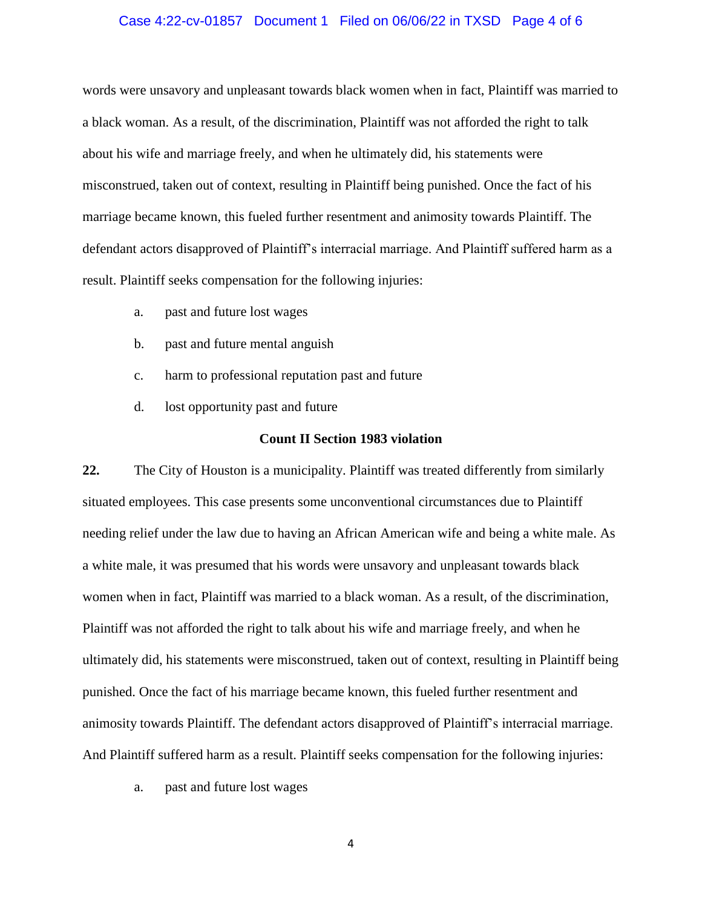words were unsavory and unpleasant towards black women when in fact, Plaintiff was married to a black woman. As a result, of the discrimination, Plaintiff was not afforded the right to talk about his wife and marriage freely, and when he ultimately did, his statements were misconstrued, taken out of context, resulting in Plaintiff being punished. Once the fact of his marriage became known, this fueled further resentment and animosity towards Plaintiff. The defendant actors disapproved of Plaintiff's interracial marriage. And Plaintiff suffered harm as a result. Plaintiff seeks compensation for the following injuries:

a. past and future lost wages

b. past and future mental anguish

c. harm to professional reputation past and future

d. lost opportunity past and future

**Count II Section 1983 violation**

**22.** The City of Houston is a municipality. Plaintiff was treated differently from similarly situated employees. This case presents some unconventional circumstances due to Plaintiff needing relief under the law due to having an African American wife and being a white male. As a white male, it was presumed that his words were unsavory and unpleasant towards black women when in fact, Plaintiff was married to a black woman. As a result, of the discrimination, Plaintiff was not afforded the right to talk about his wife and marriage freely, and when he ultimately did, his statements were misconstrued, taken out of context, resulting in Plaintiff being punished. Once the fact of his marriage became known, this fueled further resentment and animosity towards Plaintiff. The defendant actors disapproved of Plaintiff's interracial marriage. And Plaintiff suffered harm as a result. Plaintiff seeks compensation for the following injuries:

a. past and future lost wages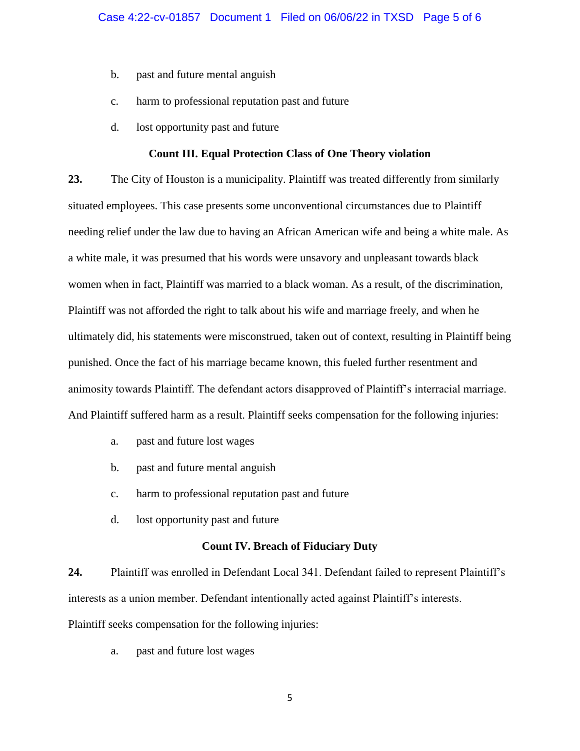b. past and future mental anguish

c. harm to professional reputation past and future

d. lost opportunity past and future

**Count III. Equal Protection Class of One Theory violation**

**23.** The City of Houston is a municipality. Plaintiff was treated differently from similarly situated employees. This case presents some unconventional circumstances due to Plaintiff needing relief under the law due to having an African American wife and being a white male. As a white male, it was presumed that his words were unsavory and unpleasant towards black women when in fact, Plaintiff was married to a black woman. As a result, of the discrimination, Plaintiff was not afforded the right to talk about his wife and marriage freely, and when he ultimately did, his statements were misconstrued, taken out of context, resulting in Plaintiff being punished. Once the fact of his marriage became known, this fueled further resentment and animosity towards Plaintiff. The defendant actors disapproved of Plaintiff's interracial marriage. And Plaintiff suffered harm as a result. Plaintiff seeks compensation for the following injuries:

a. past and future lost wages

b. past and future mental anguish

c. harm to professional reputation past and future

d. lost opportunity past and future

**Count IV. Breach of Fiduciary Duty**

**24.** Plaintiff was enrolled in Defendant Local 341. Defendant failed to represent Plaintiff's interests as a union member. Defendant intentionally acted against Plaintiff's interests. Plaintiff seeks compensation for the following injuries:

a. past and future lost wages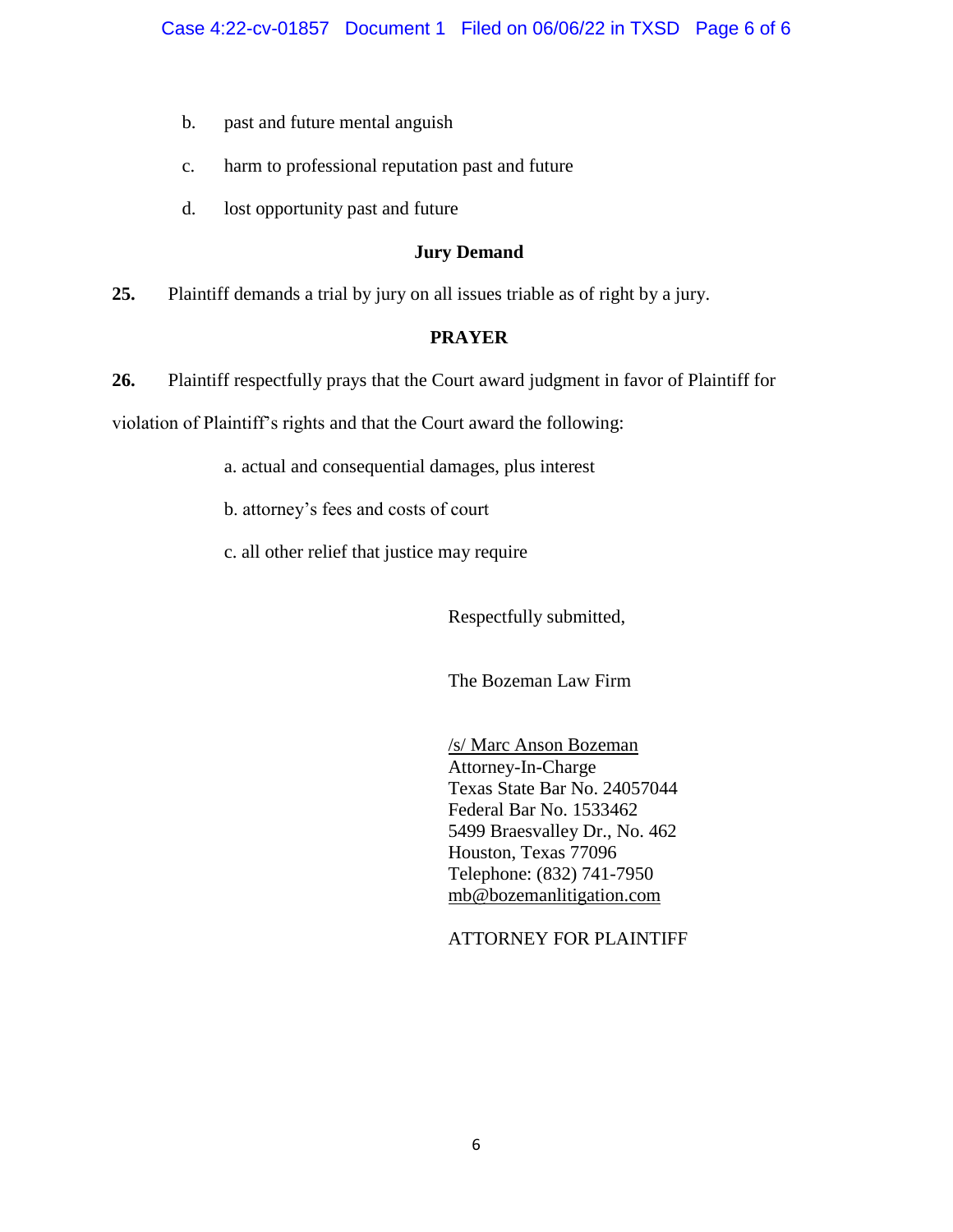b. past and future mental anguish

c. harm to professional reputation past and future

d. lost opportunity past and future

**Jury Demand**

**25.** Plaintiff demands a trial by jury on all issues triable as of right by a jury.

**PRAYER**

**26.** Plaintiff respectfully prays that the Court award judgment in favor of Plaintiff for violation of Plaintiff's rights and that the Court award the following:

a. actual and consequential damages, plus interest

b. attorney's fees and costs of court

c. all other relief that justice may require

Respectfully submitted,

The Bozeman Law Firm

/s/ Marc Anson Bozeman
Attorney-In-Charge
Texas State Bar No. 24057044
Federal Bar No. 1533462
5499 Braesvalley Dr., No. 462
Houston, Texas 77096
Telephone: (832) 741-7950
mb@bozemanlitigation.com

ATTORNEY FOR PLAINTIFF